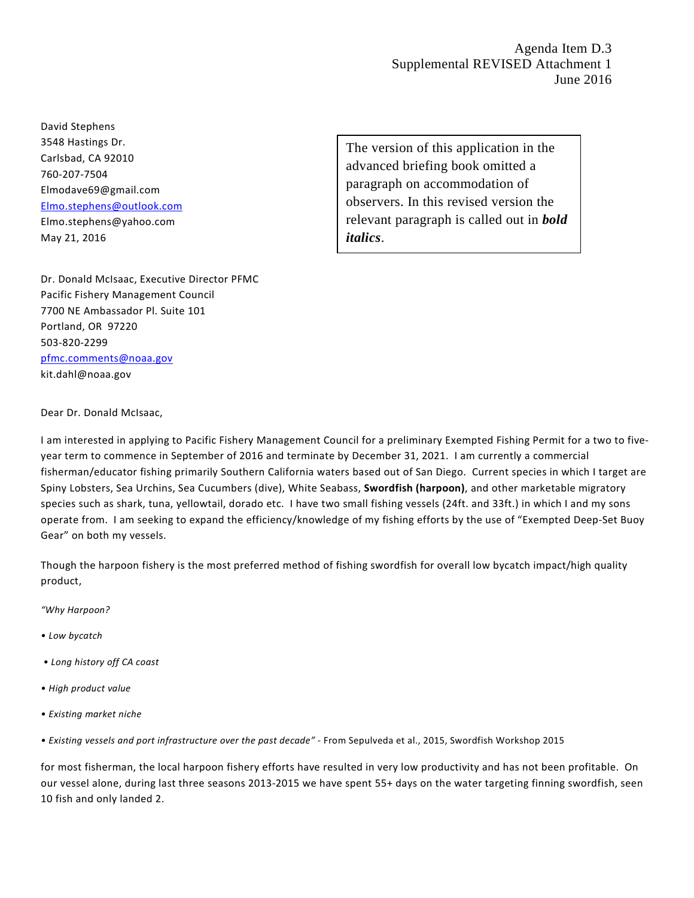Agenda Item D.3
Supplemental REVISED Attachment 1
June 2016

David Stephens
3548 Hastings Dr.
Carlsbad, CA 92010
760-207-7504
Elmodave69@gmail.com
Elmo.stephens@outlook.com
Elmo.stephens@yahoo.com
May 21, 2016

> The version of this application in the advanced briefing book omitted a paragraph on accommodation of observers. In this revised version the relevant paragraph is called out in ***bold italics***.

Dr. Donald McIsaac, Executive Director PFMC
Pacific Fishery Management Council
7700 NE Ambassador Pl. Suite 101
Portland, OR 97220
503-820-2299
pfmc.comments@noaa.gov
kit.dahl@noaa.gov

Dear Dr. Donald McIsaac,

I am interested in applying to Pacific Fishery Management Council for a preliminary Exempted Fishing Permit for a two to five-year term to commence in September of 2016 and terminate by December 31, 2021. I am currently a commercial fisherman/educator fishing primarily Southern California waters based out of San Diego. Current species in which I target are Spiny Lobsters, Sea Urchins, Sea Cucumbers (dive), White Seabass, **Swordfish (harpoon)**, and other marketable migratory species such as shark, tuna, yellowtail, dorado etc. I have two small fishing vessels (24ft. and 33ft.) in which I and my sons operate from. I am seeking to expand the efficiency/knowledge of my fishing efforts by the use of "Exempted Deep-Set Buoy Gear" on both my vessels.

Though the harpoon fishery is the most preferred method of fishing swordfish for overall low bycatch impact/high quality product,

*"Why Harpoon?*

- *Low bycatch*
- *Long history off CA coast*
- *High product value*
- *Existing market niche*
- *Existing vessels and port infrastructure over the past decade"* - From Sepulveda et al., 2015, Swordfish Workshop 2015

for most fisherman, the local harpoon fishery efforts have resulted in very low productivity and has not been profitable. On our vessel alone, during last three seasons 2013-2015 we have spent 55+ days on the water targeting finning swordfish, seen 10 fish and only landed 2.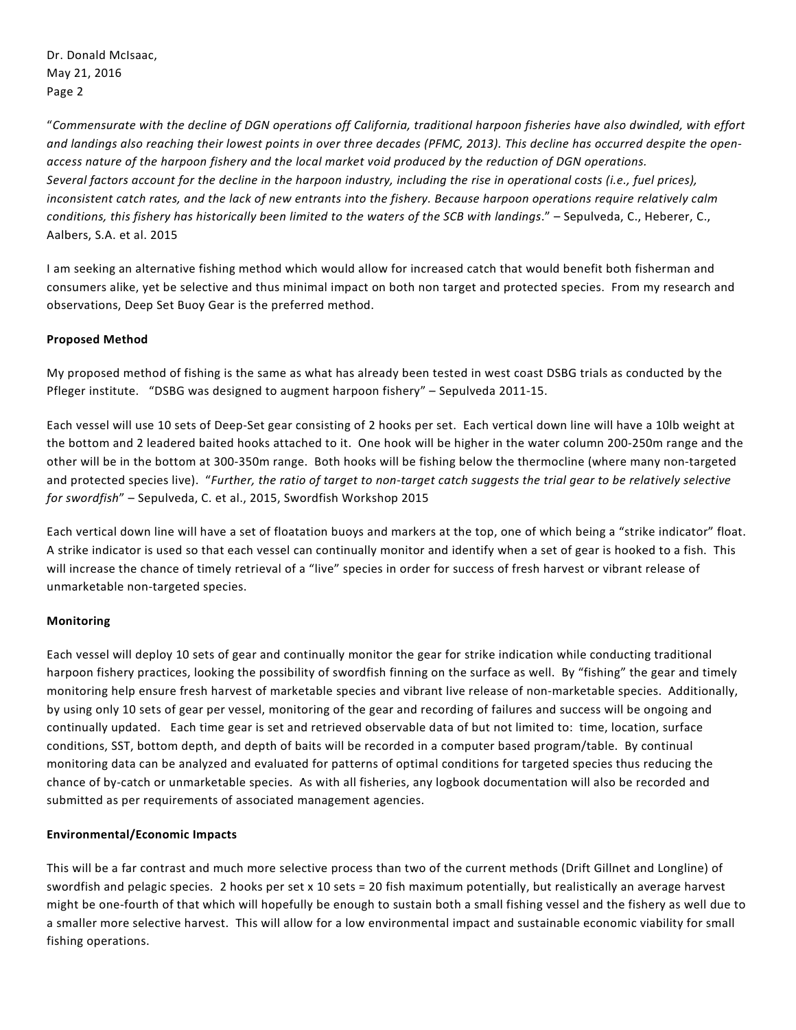"*Commensurate with the decline of DGN operations off California, traditional harpoon fisheries have also dwindled, with effort and landings also reaching their lowest points in over three decades (PFMC, 2013). This decline has occurred despite the open-access nature of the harpoon fishery and the local market void produced by the reduction of DGN operations. Several factors account for the decline in the harpoon industry, including the rise in operational costs (i.e., fuel prices), inconsistent catch rates, and the lack of new entrants into the fishery. Because harpoon operations require relatively calm conditions, this fishery has historically been limited to the waters of the SCB with landings*." – Sepulveda, C., Heberer, C., Aalbers, S.A. et al. 2015

I am seeking an alternative fishing method which would allow for increased catch that would benefit both fisherman and consumers alike, yet be selective and thus minimal impact on both non target and protected species. From my research and observations, Deep Set Buoy Gear is the preferred method.

**Proposed Method**

My proposed method of fishing is the same as what has already been tested in west coast DSBG trials as conducted by the Pfleger institute. "DSBG was designed to augment harpoon fishery" – Sepulveda 2011-15.

Each vessel will use 10 sets of Deep-Set gear consisting of 2 hooks per set. Each vertical down line will have a 10lb weight at the bottom and 2 leadered baited hooks attached to it. One hook will be higher in the water column 200-250m range and the other will be in the bottom at 300-350m range. Both hooks will be fishing below the thermocline (where many non-targeted and protected species live). "*Further, the ratio of target to non-target catch suggests the trial gear to be relatively selective for swordfish*" – Sepulveda, C. et al., 2015, Swordfish Workshop 2015

Each vertical down line will have a set of floatation buoys and markers at the top, one of which being a "strike indicator" float. A strike indicator is used so that each vessel can continually monitor and identify when a set of gear is hooked to a fish. This will increase the chance of timely retrieval of a "live" species in order for success of fresh harvest or vibrant release of unmarketable non-targeted species.

**Monitoring**

Each vessel will deploy 10 sets of gear and continually monitor the gear for strike indication while conducting traditional harpoon fishery practices, looking the possibility of swordfish finning on the surface as well. By "fishing" the gear and timely monitoring help ensure fresh harvest of marketable species and vibrant live release of non-marketable species. Additionally, by using only 10 sets of gear per vessel, monitoring of the gear and recording of failures and success will be ongoing and continually updated. Each time gear is set and retrieved observable data of but not limited to: time, location, surface conditions, SST, bottom depth, and depth of baits will be recorded in a computer based program/table. By continual monitoring data can be analyzed and evaluated for patterns of optimal conditions for targeted species thus reducing the chance of by-catch or unmarketable species. As with all fisheries, any logbook documentation will also be recorded and submitted as per requirements of associated management agencies.

**Environmental/Economic Impacts**

This will be a far contrast and much more selective process than two of the current methods (Drift Gillnet and Longline) of swordfish and pelagic species. 2 hooks per set x 10 sets = 20 fish maximum potentially, but realistically an average harvest might be one-fourth of that which will hopefully be enough to sustain both a small fishing vessel and the fishery as well due to a smaller more selective harvest. This will allow for a low environmental impact and sustainable economic viability for small fishing operations.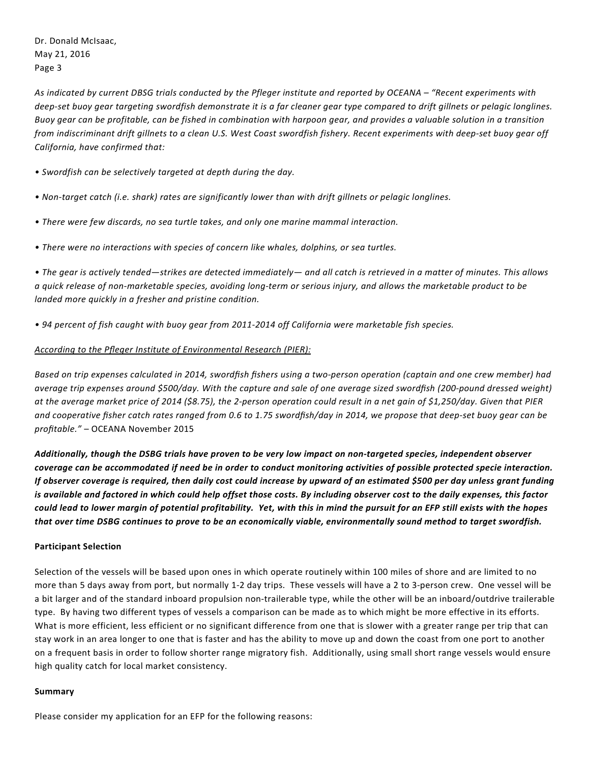*As indicated by current DBSG trials conducted by the Pfleger institute and reported by OCEANA – "Recent experiments with deep-set buoy gear targeting swordfish demonstrate it is a far cleaner gear type compared to drift gillnets or pelagic longlines. Buoy gear can be profitable, can be fished in combination with harpoon gear, and provides a valuable solution in a transition from indiscriminant drift gillnets to a clean U.S. West Coast swordfish fishery. Recent experiments with deep-set buoy gear off California, have confirmed that:*

- *Swordfish can be selectively targeted at depth during the day.*
- *Non-target catch (i.e. shark) rates are significantly lower than with drift gillnets or pelagic longlines.*
- *There were few discards, no sea turtle takes, and only one marine mammal interaction.*
- *There were no interactions with species of concern like whales, dolphins, or sea turtles.*
- *The gear is actively tended—strikes are detected immediately— and all catch is retrieved in a matter of minutes. This allows a quick release of non-marketable species, avoiding long-term or serious injury, and allows the marketable product to be landed more quickly in a fresher and pristine condition.*
- *94 percent of fish caught with buoy gear from 2011-2014 off California were marketable fish species.*

*<u>According to the Pfleger Institute of Environmental Research (PIER):</u>*

*Based on trip expenses calculated in 2014, swordfish fishers using a two-person operation (captain and one crew member) had average trip expenses around $500/day. With the capture and sale of one average sized swordfish (200-pound dressed weight) at the average market price of 2014 ($8.75), the 2-person operation could result in a net gain of $1,250/day. Given that PIER and cooperative fisher catch rates ranged from 0.6 to 1.75 swordfish/day in 2014, we propose that deep-set buoy gear can be profitable."* – OCEANA November 2015

***Additionally, though the DSBG trials have proven to be very low impact on non-targeted species, independent observer coverage can be accommodated if need be in order to conduct monitoring activities of possible protected specie interaction. If observer coverage is required, then daily cost could increase by upward of an estimated $500 per day unless grant funding is available and factored in which could help offset those costs. By including observer cost to the daily expenses, this factor could lead to lower margin of potential profitability. Yet, with this in mind the pursuit for an EFP still exists with the hopes that over time DSBG continues to prove to be an economically viable, environmentally sound method to target swordfish.***

**Participant Selection**

Selection of the vessels will be based upon ones in which operate routinely within 100 miles of shore and are limited to no more than 5 days away from port, but normally 1-2 day trips. These vessels will have a 2 to 3-person crew. One vessel will be a bit larger and of the standard inboard propulsion non-trailerable type, while the other will be an inboard/outdrive trailerable type. By having two different types of vessels a comparison can be made as to which might be more effective in its efforts. What is more efficient, less efficient or no significant difference from one that is slower with a greater range per trip that can stay work in an area longer to one that is faster and has the ability to move up and down the coast from one port to another on a frequent basis in order to follow shorter range migratory fish. Additionally, using small short range vessels would ensure high quality catch for local market consistency.

**Summary**

Please consider my application for an EFP for the following reasons: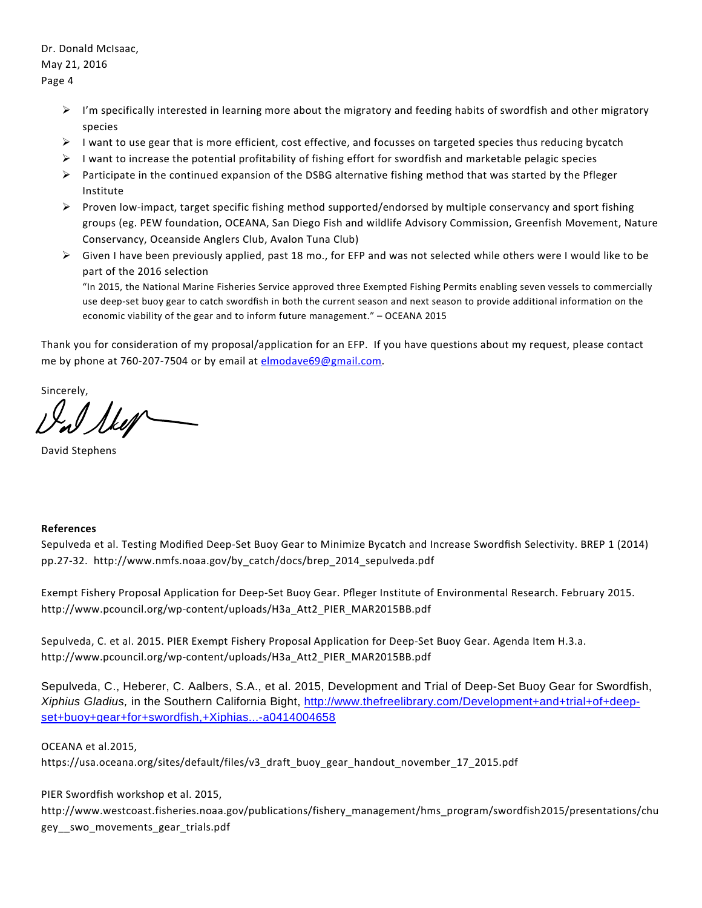- I'm specifically interested in learning more about the migratory and feeding habits of swordfish and other migratory species
- I want to use gear that is more efficient, cost effective, and focusses on targeted species thus reducing bycatch
- I want to increase the potential profitability of fishing effort for swordfish and marketable pelagic species
- Participate in the continued expansion of the DSBG alternative fishing method that was started by the Pfleger Institute
- Proven low-impact, target specific fishing method supported/endorsed by multiple conservancy and sport fishing groups (eg. PEW foundation, OCEANA, San Diego Fish and wildlife Advisory Commission, Greenfish Movement, Nature Conservancy, Oceanside Anglers Club, Avalon Tuna Club)
- Given I have been previously applied, past 18 mo., for EFP and was not selected while others were I would like to be part of the 2016 selection

  "In 2015, the National Marine Fisheries Service approved three Exempted Fishing Permits enabling seven vessels to commercially use deep-set buoy gear to catch swordfish in both the current season and next season to provide additional information on the economic viability of the gear and to inform future management." – OCEANA 2015

Thank you for consideration of my proposal/application for an EFP. If you have questions about my request, please contact me by phone at 760-207-7504 or by email at elmodave69@gmail.com.

Sincerely,

David Stephens

**References**

Sepulveda et al. Testing Modified Deep-Set Buoy Gear to Minimize Bycatch and Increase Swordfish Selectivity. BREP 1 (2014) pp.27-32. http://www.nmfs.noaa.gov/by_catch/docs/brep_2014_sepulveda.pdf

Exempt Fishery Proposal Application for Deep-Set Buoy Gear. Pfleger Institute of Environmental Research. February 2015. http://www.pcouncil.org/wp-content/uploads/H3a_Att2_PIER_MAR2015BB.pdf

Sepulveda, C. et al. 2015. PIER Exempt Fishery Proposal Application for Deep-Set Buoy Gear. Agenda Item H.3.a. http://www.pcouncil.org/wp-content/uploads/H3a_Att2_PIER_MAR2015BB.pdf

Sepulveda, C., Heberer, C. Aalbers, S.A., et al. 2015, Development and Trial of Deep-Set Buoy Gear for Swordfish, *Xiphius Gladius,* in the Southern California Bight, http://www.thefreelibrary.com/Development+and+trial+of+deep-set+buoy+gear+for+swordfish,+Xiphias...-a0414004658

OCEANA et al.2015, https://usa.oceana.org/sites/default/files/v3_draft_buoy_gear_handout_november_17_2015.pdf

PIER Swordfish workshop et al. 2015, http://www.westcoast.fisheries.noaa.gov/publications/fishery_management/hms_program/swordfish2015/presentations/chugey__swo_movements_gear_trials.pdf